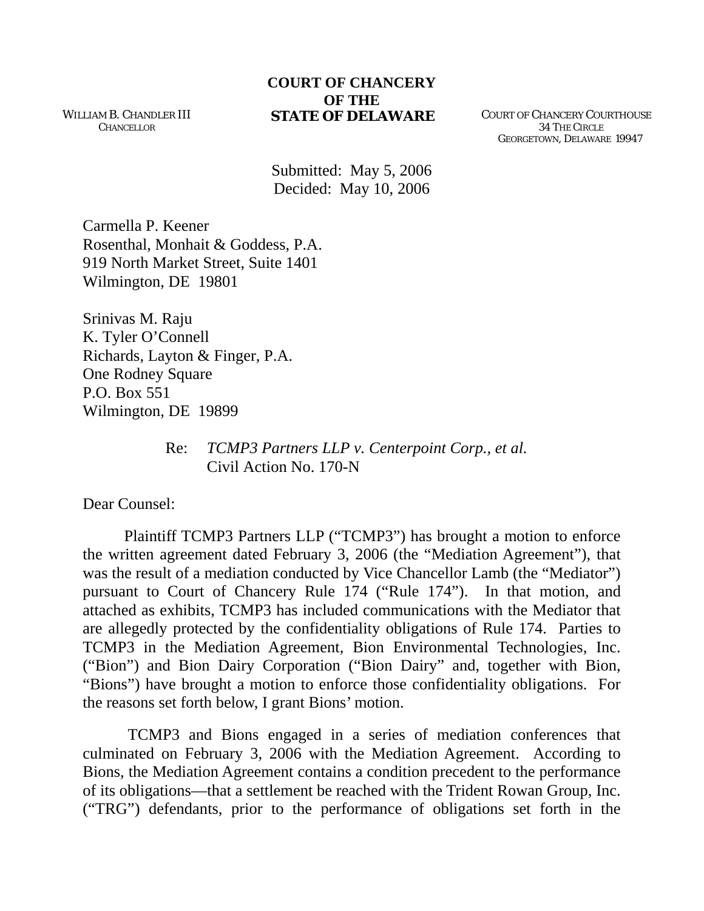WILLIAM B. CHANDLER III
CHANCELLOR

**COURT OF CHANCERY**
**OF THE**
**STATE OF DELAWARE**

COURT OF CHANCERY COURTHOUSE
34 THE CIRCLE
GEORGETOWN, DELAWARE 19947

Submitted: May 5, 2006
Decided: May 10, 2006

Carmella P. Keener
Rosenthal, Monhait & Goddess, P.A.
919 North Market Street, Suite 1401
Wilmington, DE 19801

Srinivas M. Raju
K. Tyler O'Connell
Richards, Layton & Finger, P.A.
One Rodney Square
P.O. Box 551
Wilmington, DE 19899

Re: *TCMP3 Partners LLP v. Centerpoint Corp., et al.*
Civil Action No. 170-N

Dear Counsel:

Plaintiff TCMP3 Partners LLP ("TCMP3") has brought a motion to enforce the written agreement dated February 3, 2006 (the "Mediation Agreement"), that was the result of a mediation conducted by Vice Chancellor Lamb (the "Mediator") pursuant to Court of Chancery Rule 174 ("Rule 174"). In that motion, and attached as exhibits, TCMP3 has included communications with the Mediator that are allegedly protected by the confidentiality obligations of Rule 174. Parties to TCMP3 in the Mediation Agreement, Bion Environmental Technologies, Inc. ("Bion") and Bion Dairy Corporation ("Bion Dairy" and, together with Bion, "Bions") have brought a motion to enforce those confidentiality obligations. For the reasons set forth below, I grant Bions' motion.

TCMP3 and Bions engaged in a series of mediation conferences that culminated on February 3, 2006 with the Mediation Agreement. According to Bions, the Mediation Agreement contains a condition precedent to the performance of its obligations—that a settlement be reached with the Trident Rowan Group, Inc. ("TRG") defendants, prior to the performance of obligations set forth in the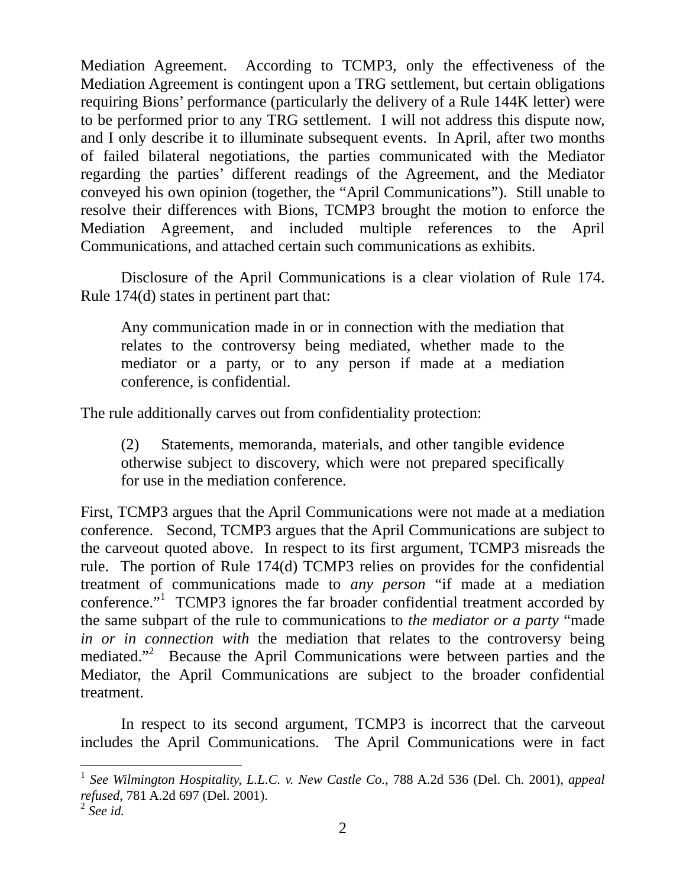Mediation Agreement. According to TCMP3, only the effectiveness of the Mediation Agreement is contingent upon a TRG settlement, but certain obligations requiring Bions' performance (particularly the delivery of a Rule 144K letter) were to be performed prior to any TRG settlement. I will not address this dispute now, and I only describe it to illuminate subsequent events. In April, after two months of failed bilateral negotiations, the parties communicated with the Mediator regarding the parties' different readings of the Agreement, and the Mediator conveyed his own opinion (together, the "April Communications"). Still unable to resolve their differences with Bions, TCMP3 brought the motion to enforce the Mediation Agreement, and included multiple references to the April Communications, and attached certain such communications as exhibits.

Disclosure of the April Communications is a clear violation of Rule 174. Rule 174(d) states in pertinent part that:

> Any communication made in or in connection with the mediation that relates to the controversy being mediated, whether made to the mediator or a party, or to any person if made at a mediation conference, is confidential.

The rule additionally carves out from confidentiality protection:

> (2) Statements, memoranda, materials, and other tangible evidence otherwise subject to discovery, which were not prepared specifically for use in the mediation conference.

First, TCMP3 argues that the April Communications were not made at a mediation conference. Second, TCMP3 argues that the April Communications are subject to the carveout quoted above. In respect to its first argument, TCMP3 misreads the rule. The portion of Rule 174(d) TCMP3 relies on provides for the confidential treatment of communications made to *any person* "if made at a mediation conference."[1] TCMP3 ignores the far broader confidential treatment accorded by the same subpart of the rule to communications to *the mediator or a party* "made *in or in connection with* the mediation that relates to the controversy being mediated."[2] Because the April Communications were between parties and the Mediator, the April Communications are subject to the broader confidential treatment.

In respect to its second argument, TCMP3 is incorrect that the carveout includes the April Communications. The April Communications were in fact

---

[1] *See Wilmington Hospitality, L.L.C. v. New Castle Co.*, 788 A.2d 536 (Del. Ch. 2001), *appeal refused*, 781 A.2d 697 (Del. 2001).

[2] *See id.*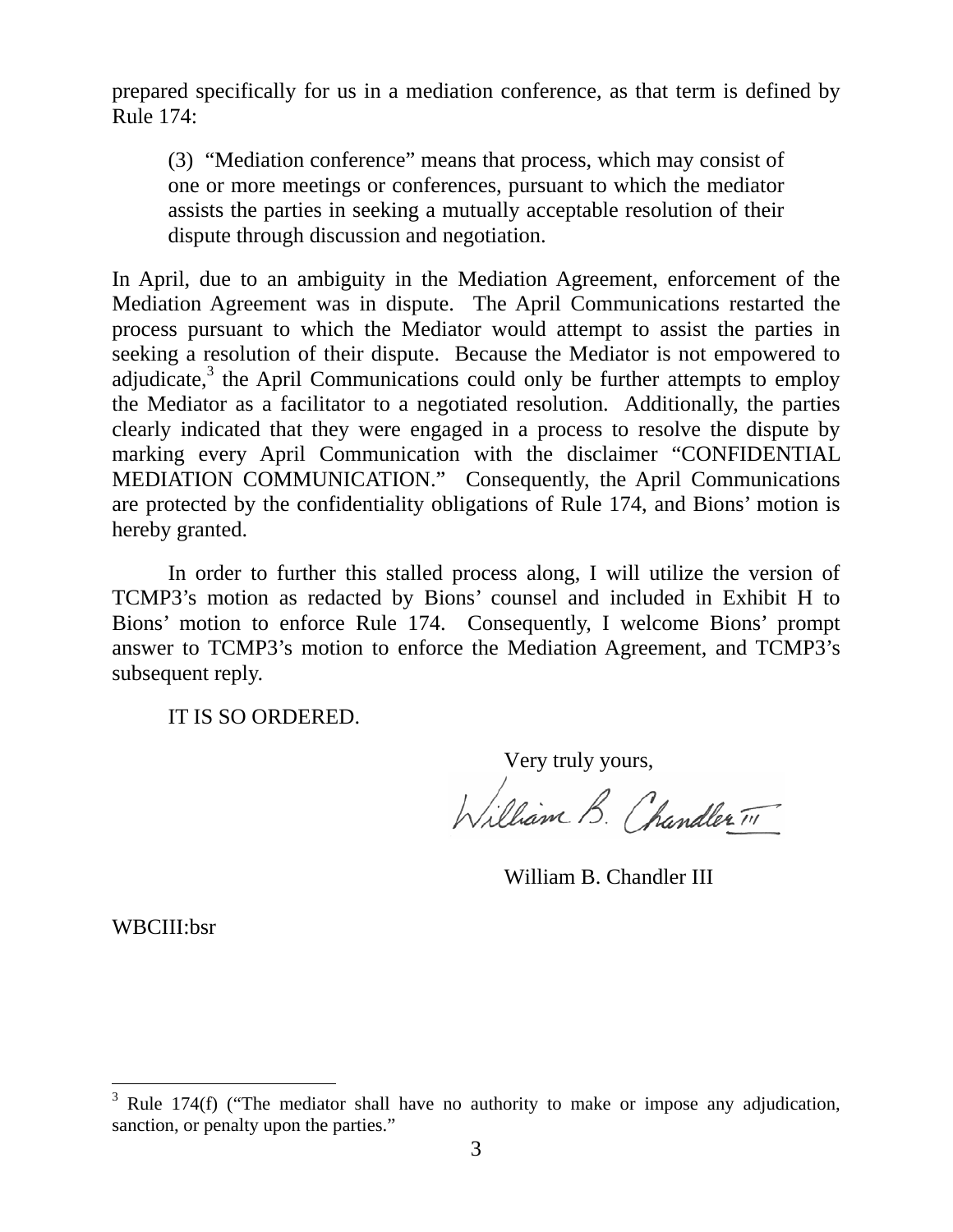prepared specifically for us in a mediation conference, as that term is defined by Rule 174:

> (3) "Mediation conference" means that process, which may consist of one or more meetings or conferences, pursuant to which the mediator assists the parties in seeking a mutually acceptable resolution of their dispute through discussion and negotiation.

In April, due to an ambiguity in the Mediation Agreement, enforcement of the Mediation Agreement was in dispute. The April Communications restarted the process pursuant to which the Mediator would attempt to assist the parties in seeking a resolution of their dispute. Because the Mediator is not empowered to adjudicate,[3] the April Communications could only be further attempts to employ the Mediator as a facilitator to a negotiated resolution. Additionally, the parties clearly indicated that they were engaged in a process to resolve the dispute by marking every April Communication with the disclaimer "CONFIDENTIAL MEDIATION COMMUNICATION." Consequently, the April Communications are protected by the confidentiality obligations of Rule 174, and Bions' motion is hereby granted.

In order to further this stalled process along, I will utilize the version of TCMP3's motion as redacted by Bions' counsel and included in Exhibit H to Bions' motion to enforce Rule 174. Consequently, I welcome Bions' prompt answer to TCMP3's motion to enforce the Mediation Agreement, and TCMP3's subsequent reply.

IT IS SO ORDERED.

Very truly yours,

William B. Chandler III

William B. Chandler III

WBCIII:bsr

[3] Rule 174(f) ("The mediator shall have no authority to make or impose any adjudication, sanction, or penalty upon the parties."